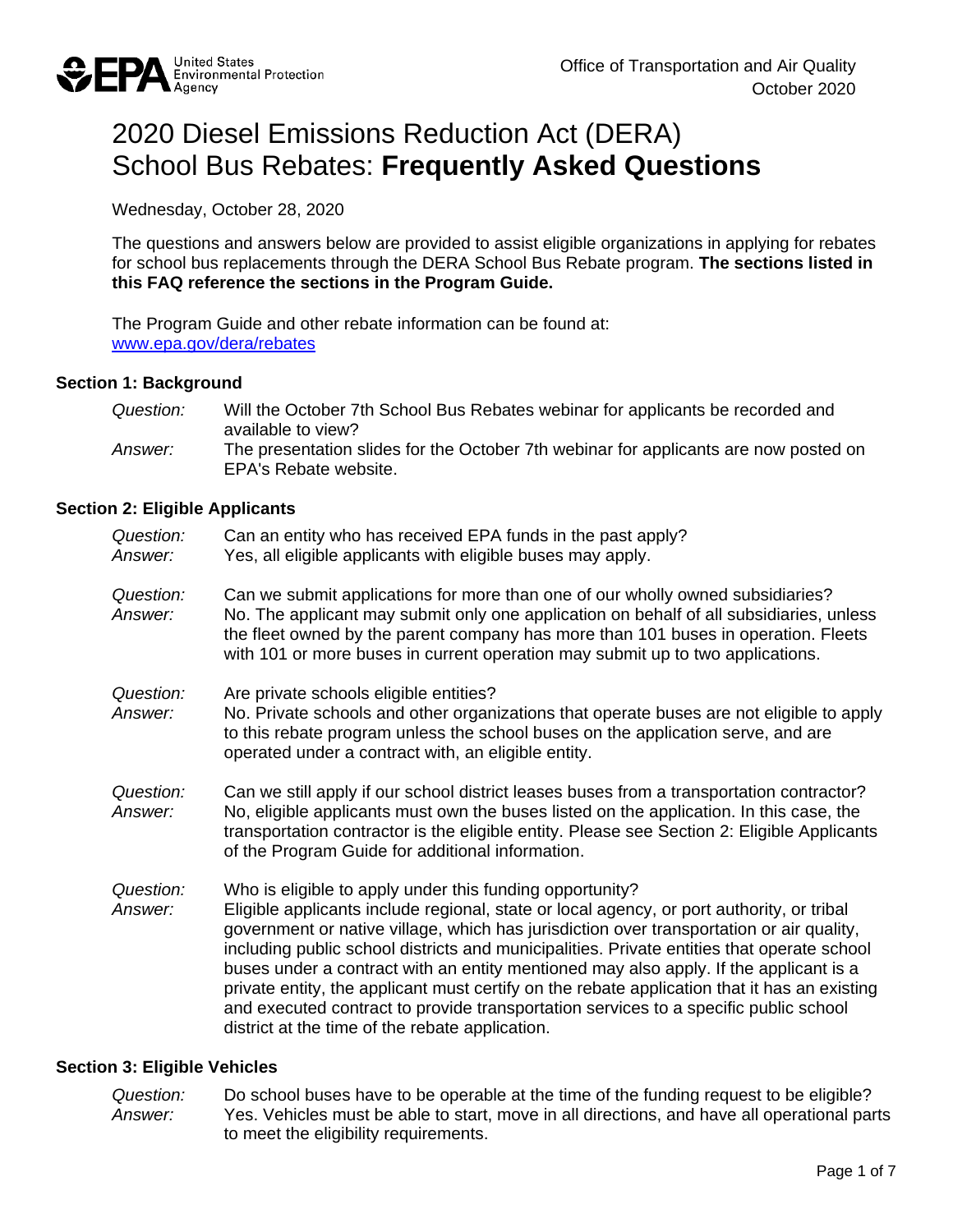Office of Transportation and Air Quality
October 2020

# 2020 Diesel Emissions Reduction Act (DERA) School Bus Rebates: **Frequently Asked Questions**

Wednesday, October 28, 2020

The questions and answers below are provided to assist eligible organizations in applying for rebates for school bus replacements through the DERA School Bus Rebate program. **The sections listed in this FAQ reference the sections in the Program Guide.**

The Program Guide and other rebate information can be found at: [www.epa.gov/dera/rebates](www.epa.gov/dera/rebates)

## Section 1: Background

*Question:* Will the October 7th School Bus Rebates webinar for applicants be recorded and available to view?
*Answer:* The presentation slides for the October 7th webinar for applicants are now posted on EPA's Rebate website.

## Section 2: Eligible Applicants

*Question:* Can an entity who has received EPA funds in the past apply?
*Answer:* Yes, all eligible applicants with eligible buses may apply.

*Question:* Can we submit applications for more than one of our wholly owned subsidiaries?
*Answer:* No. The applicant may submit only one application on behalf of all subsidiaries, unless the fleet owned by the parent company has more than 101 buses in operation. Fleets with 101 or more buses in current operation may submit up to two applications.

*Question:* Are private schools eligible entities?
*Answer:* No. Private schools and other organizations that operate buses are not eligible to apply to this rebate program unless the school buses on the application serve, and are operated under a contract with, an eligible entity.

*Question:* Can we still apply if our school district leases buses from a transportation contractor?
*Answer:* No, eligible applicants must own the buses listed on the application. In this case, the transportation contractor is the eligible entity. Please see Section 2: Eligible Applicants of the Program Guide for additional information.

*Question:* Who is eligible to apply under this funding opportunity?
*Answer:* Eligible applicants include regional, state or local agency, or port authority, or tribal government or native village, which has jurisdiction over transportation or air quality, including public school districts and municipalities. Private entities that operate school buses under a contract with an entity mentioned may also apply. If the applicant is a private entity, the applicant must certify on the rebate application that it has an existing and executed contract to provide transportation services to a specific public school district at the time of the rebate application.

## Section 3: Eligible Vehicles

*Question:* Do school buses have to be operable at the time of the funding request to be eligible?
*Answer:* Yes. Vehicles must be able to start, move in all directions, and have all operational parts to meet the eligibility requirements.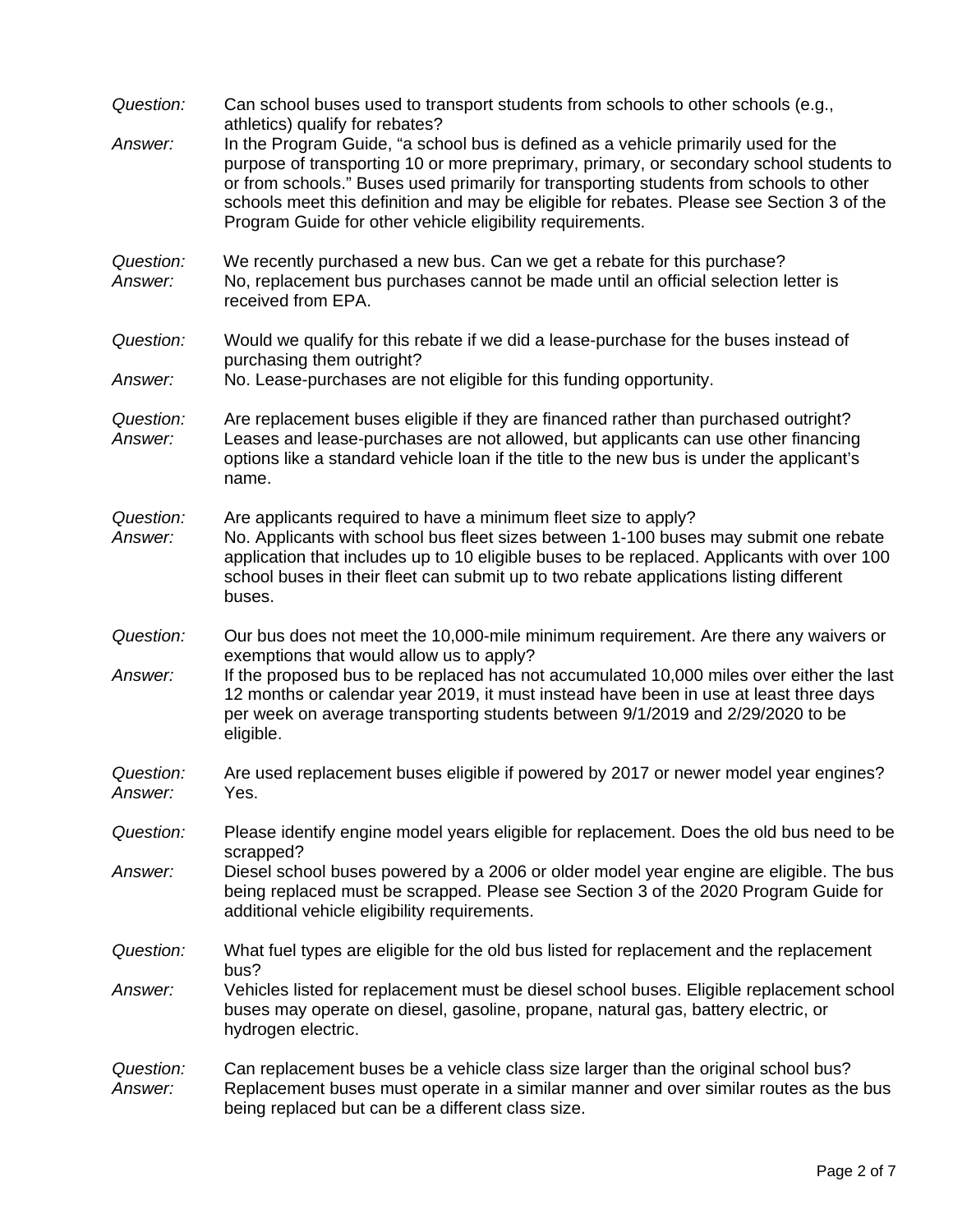*Question:* Can school buses used to transport students from schools to other schools (e.g., athletics) qualify for rebates?

*Answer:* In the Program Guide, "a school bus is defined as a vehicle primarily used for the purpose of transporting 10 or more preprimary, primary, or secondary school students to or from schools." Buses used primarily for transporting students from schools to other schools meet this definition and may be eligible for rebates. Please see Section 3 of the Program Guide for other vehicle eligibility requirements.

*Question:* We recently purchased a new bus. Can we get a rebate for this purchase?

*Answer:* No, replacement bus purchases cannot be made until an official selection letter is received from EPA.

*Question:* Would we qualify for this rebate if we did a lease-purchase for the buses instead of purchasing them outright?

*Answer:* No. Lease-purchases are not eligible for this funding opportunity.

*Question:* Are replacement buses eligible if they are financed rather than purchased outright?

*Answer:* Leases and lease-purchases are not allowed, but applicants can use other financing options like a standard vehicle loan if the title to the new bus is under the applicant's name.

*Question:* Are applicants required to have a minimum fleet size to apply?

*Answer:* No. Applicants with school bus fleet sizes between 1-100 buses may submit one rebate application that includes up to 10 eligible buses to be replaced. Applicants with over 100 school buses in their fleet can submit up to two rebate applications listing different buses.

*Question:* Our bus does not meet the 10,000-mile minimum requirement. Are there any waivers or exemptions that would allow us to apply?

*Answer:* If the proposed bus to be replaced has not accumulated 10,000 miles over either the last 12 months or calendar year 2019, it must instead have been in use at least three days per week on average transporting students between 9/1/2019 and 2/29/2020 to be eligible.

*Question:* Are used replacement buses eligible if powered by 2017 or newer model year engines?

*Answer:* Yes.

*Question:* Please identify engine model years eligible for replacement. Does the old bus need to be scrapped?

*Answer:* Diesel school buses powered by a 2006 or older model year engine are eligible. The bus being replaced must be scrapped. Please see Section 3 of the 2020 Program Guide for additional vehicle eligibility requirements.

*Question:* What fuel types are eligible for the old bus listed for replacement and the replacement bus?

*Answer:* Vehicles listed for replacement must be diesel school buses. Eligible replacement school buses may operate on diesel, gasoline, propane, natural gas, battery electric, or hydrogen electric.

*Question:* Can replacement buses be a vehicle class size larger than the original school bus?

*Answer:* Replacement buses must operate in a similar manner and over similar routes as the bus being replaced but can be a different class size.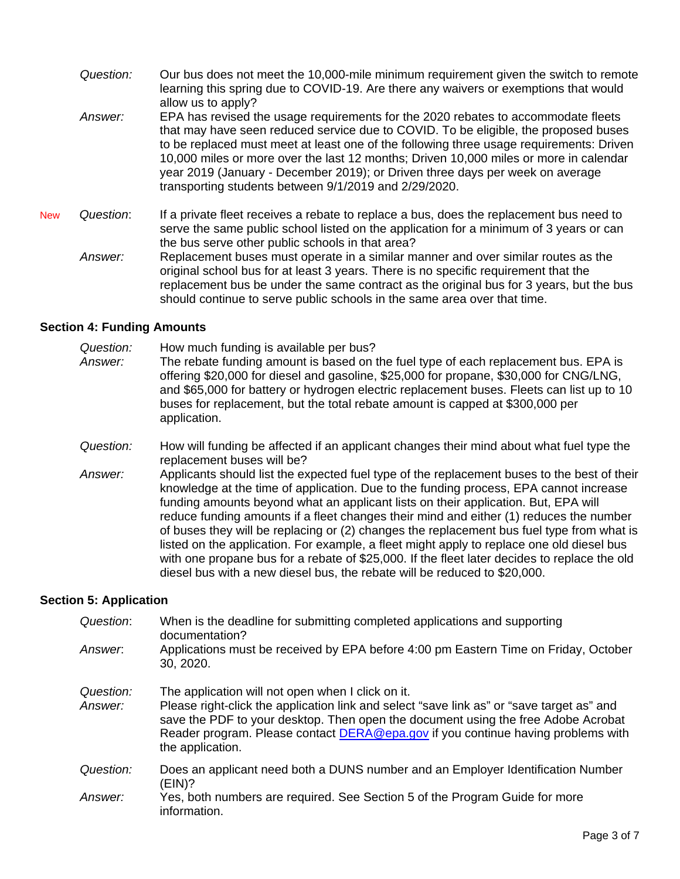*Question:* Our bus does not meet the 10,000-mile minimum requirement given the switch to remote learning this spring due to COVID-19. Are there any waivers or exemptions that would allow us to apply?

*Answer:* EPA has revised the usage requirements for the 2020 rebates to accommodate fleets that may have seen reduced service due to COVID. To be eligible, the proposed buses to be replaced must meet at least one of the following three usage requirements: Driven 10,000 miles or more over the last 12 months; Driven 10,000 miles or more in calendar year 2019 (January - December 2019); or Driven three days per week on average transporting students between 9/1/2019 and 2/29/2020.

New *Question*: If a private fleet receives a rebate to replace a bus, does the replacement bus need to serve the same public school listed on the application for a minimum of 3 years or can the bus serve other public schools in that area?

*Answer:* Replacement buses must operate in a similar manner and over similar routes as the original school bus for at least 3 years. There is no specific requirement that the replacement bus be under the same contract as the original bus for 3 years, but the bus should continue to serve public schools in the same area over that time.

## Section 4: Funding Amounts

*Question:* How much funding is available per bus?

*Answer:* The rebate funding amount is based on the fuel type of each replacement bus. EPA is offering $20,000 for diesel and gasoline, $25,000 for propane, $30,000 for CNG/LNG, and $65,000 for battery or hydrogen electric replacement buses. Fleets can list up to 10 buses for replacement, but the total rebate amount is capped at $300,000 per application.

*Question:* How will funding be affected if an applicant changes their mind about what fuel type the replacement buses will be?

*Answer:* Applicants should list the expected fuel type of the replacement buses to the best of their knowledge at the time of application. Due to the funding process, EPA cannot increase funding amounts beyond what an applicant lists on their application. But, EPA will reduce funding amounts if a fleet changes their mind and either (1) reduces the number of buses they will be replacing or (2) changes the replacement bus fuel type from what is listed on the application. For example, a fleet might apply to replace one old diesel bus with one propane bus for a rebate of $25,000. If the fleet later decides to replace the old diesel bus with a new diesel bus, the rebate will be reduced to $20,000.

## Section 5: Application

*Question*: When is the deadline for submitting completed applications and supporting documentation?

*Answer*: Applications must be received by EPA before 4:00 pm Eastern Time on Friday, October 30, 2020.

*Question:* The application will not open when I click on it.

*Answer:* Please right-click the application link and select "save link as" or "save target as" and save the PDF to your desktop. Then open the document using the free Adobe Acrobat Reader program. Please contact DERA@epa.gov if you continue having problems with the application.

*Question:* Does an applicant need both a DUNS number and an Employer Identification Number (EIN)?

*Answer:* Yes, both numbers are required. See Section 5 of the Program Guide for more information.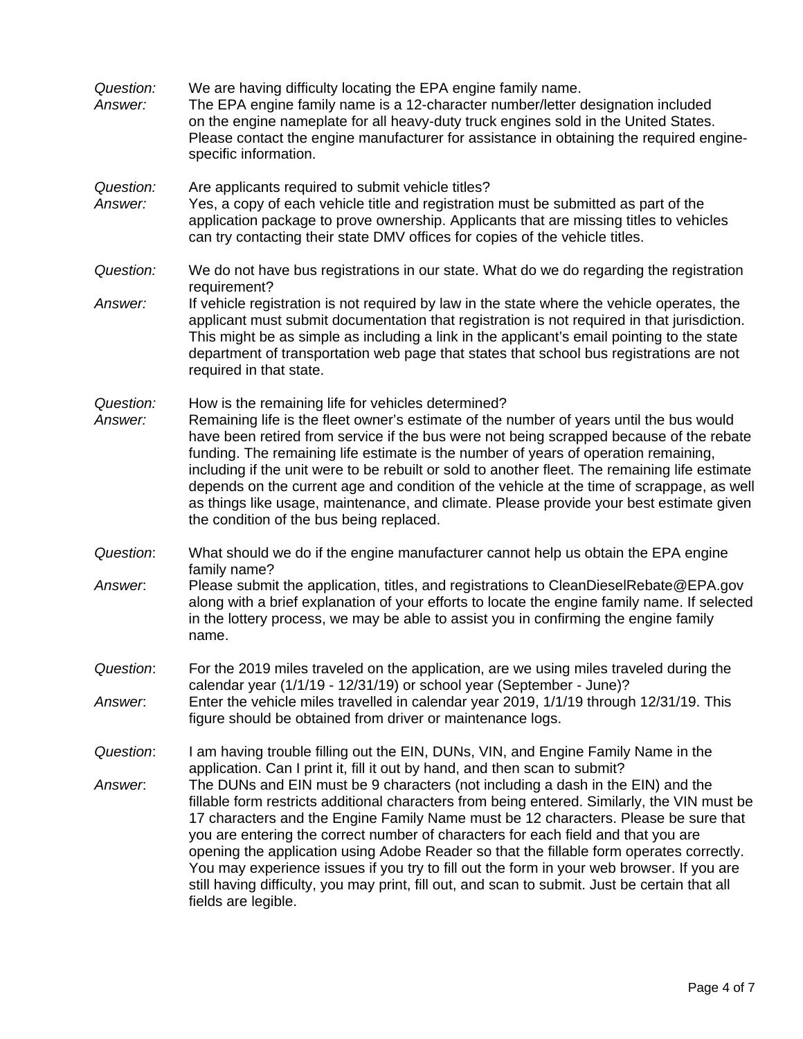*Question:* We are having difficulty locating the EPA engine family name.

*Answer:* The EPA engine family name is a 12-character number/letter designation included on the engine nameplate for all heavy-duty truck engines sold in the United States. Please contact the engine manufacturer for assistance in obtaining the required engine-specific information.

*Question:* Are applicants required to submit vehicle titles?

*Answer:* Yes, a copy of each vehicle title and registration must be submitted as part of the application package to prove ownership. Applicants that are missing titles to vehicles can try contacting their state DMV offices for copies of the vehicle titles.

*Question:* We do not have bus registrations in our state. What do we do regarding the registration requirement?

*Answer:* If vehicle registration is not required by law in the state where the vehicle operates, the applicant must submit documentation that registration is not required in that jurisdiction. This might be as simple as including a link in the applicant's email pointing to the state department of transportation web page that states that school bus registrations are not required in that state.

*Question:* How is the remaining life for vehicles determined?

*Answer:* Remaining life is the fleet owner's estimate of the number of years until the bus would have been retired from service if the bus were not being scrapped because of the rebate funding. The remaining life estimate is the number of years of operation remaining, including if the unit were to be rebuilt or sold to another fleet. The remaining life estimate depends on the current age and condition of the vehicle at the time of scrappage, as well as things like usage, maintenance, and climate. Please provide your best estimate given the condition of the bus being replaced.

*Question*: What should we do if the engine manufacturer cannot help us obtain the EPA engine family name?

*Answer*: Please submit the application, titles, and registrations to CleanDieselRebate@EPA.gov along with a brief explanation of your efforts to locate the engine family name. If selected in the lottery process, we may be able to assist you in confirming the engine family name.

*Question*: For the 2019 miles traveled on the application, are we using miles traveled during the calendar year (1/1/19 - 12/31/19) or school year (September - June)?

*Answer*: Enter the vehicle miles travelled in calendar year 2019, 1/1/19 through 12/31/19. This figure should be obtained from driver or maintenance logs.

*Question*: I am having trouble filling out the EIN, DUNs, VIN, and Engine Family Name in the application. Can I print it, fill it out by hand, and then scan to submit?

*Answer*: The DUNs and EIN must be 9 characters (not including a dash in the EIN) and the fillable form restricts additional characters from being entered. Similarly, the VIN must be 17 characters and the Engine Family Name must be 12 characters. Please be sure that you are entering the correct number of characters for each field and that you are opening the application using Adobe Reader so that the fillable form operates correctly. You may experience issues if you try to fill out the form in your web browser. If you are still having difficulty, you may print, fill out, and scan to submit. Just be certain that all fields are legible.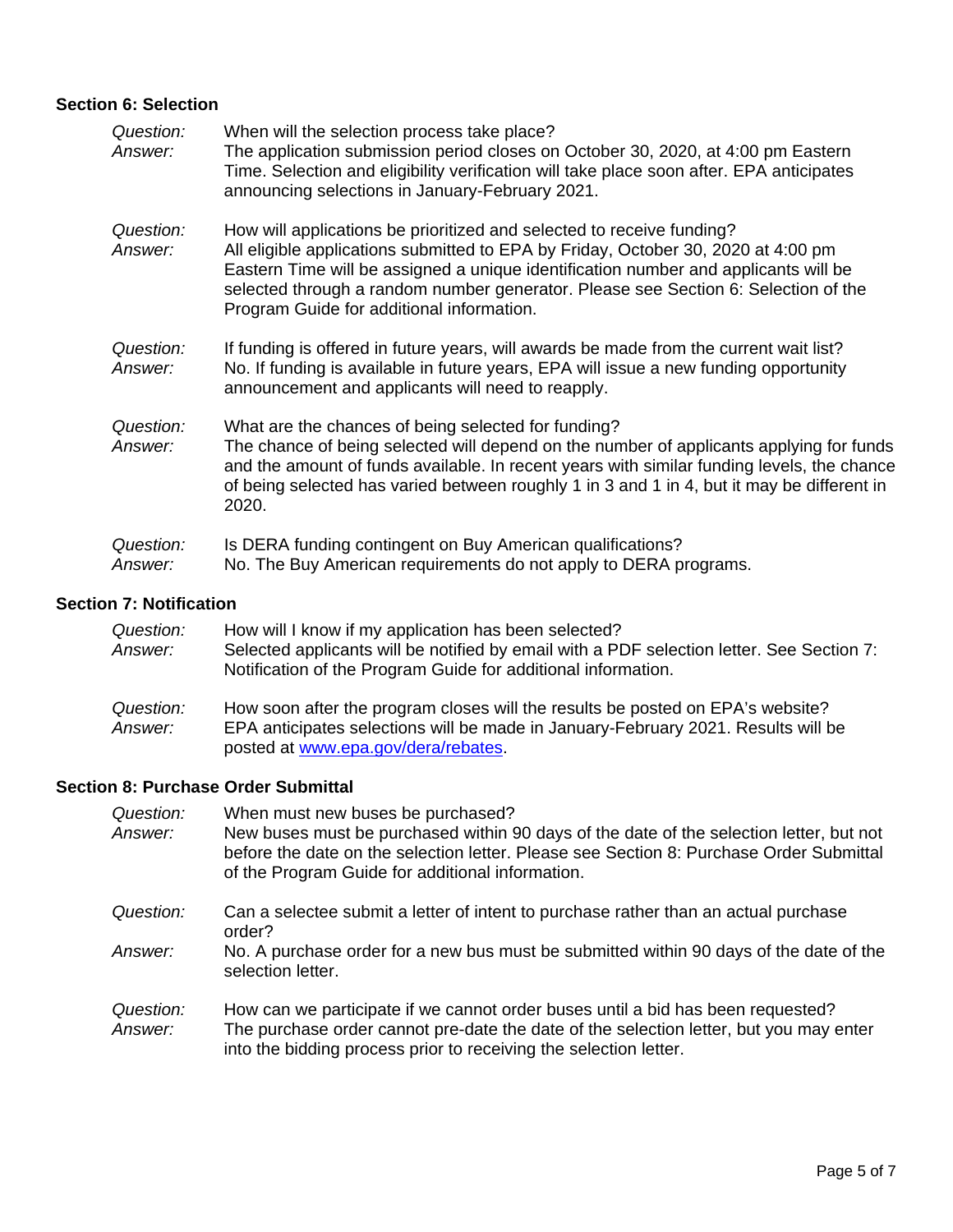### Section 6: Selection

*Question:* When will the selection process take place?

*Answer:* The application submission period closes on October 30, 2020, at 4:00 pm Eastern Time. Selection and eligibility verification will take place soon after. EPA anticipates announcing selections in January-February 2021.

*Question:* How will applications be prioritized and selected to receive funding?

*Answer:* All eligible applications submitted to EPA by Friday, October 30, 2020 at 4:00 pm Eastern Time will be assigned a unique identification number and applicants will be selected through a random number generator. Please see Section 6: Selection of the Program Guide for additional information.

*Question:* If funding is offered in future years, will awards be made from the current wait list?

*Answer:* No. If funding is available in future years, EPA will issue a new funding opportunity announcement and applicants will need to reapply.

*Question:* What are the chances of being selected for funding?

*Answer:* The chance of being selected will depend on the number of applicants applying for funds and the amount of funds available. In recent years with similar funding levels, the chance of being selected has varied between roughly 1 in 3 and 1 in 4, but it may be different in 2020.

*Question:* Is DERA funding contingent on Buy American qualifications?

*Answer:* No. The Buy American requirements do not apply to DERA programs.

### Section 7: Notification

*Question:* How will I know if my application has been selected?

*Answer:* Selected applicants will be notified by email with a PDF selection letter. See Section 7: Notification of the Program Guide for additional information.

*Question:* How soon after the program closes will the results be posted on EPA's website?

*Answer:* EPA anticipates selections will be made in January-February 2021. Results will be posted at [www.epa.gov/dera/rebates](http://www.epa.gov/dera/rebates).

### Section 8: Purchase Order Submittal

*Question:* When must new buses be purchased?

*Answer:* New buses must be purchased within 90 days of the date of the selection letter, but not before the date on the selection letter. Please see Section 8: Purchase Order Submittal of the Program Guide for additional information.

*Question:* Can a selectee submit a letter of intent to purchase rather than an actual purchase order?

*Answer:* No. A purchase order for a new bus must be submitted within 90 days of the date of the selection letter.

*Question:* How can we participate if we cannot order buses until a bid has been requested?

*Answer:* The purchase order cannot pre-date the date of the selection letter, but you may enter into the bidding process prior to receiving the selection letter.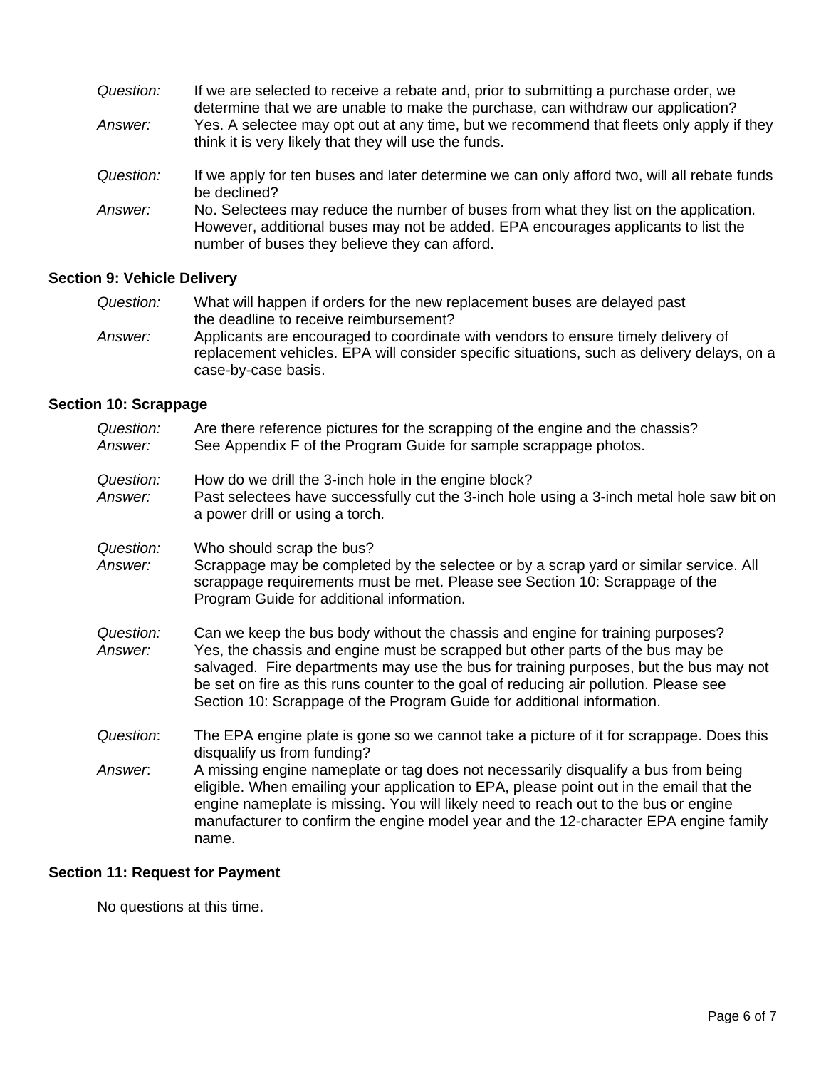*Question:* If we are selected to receive a rebate and, prior to submitting a purchase order, we determine that we are unable to make the purchase, can withdraw our application?

*Answer:* Yes. A selectee may opt out at any time, but we recommend that fleets only apply if they think it is very likely that they will use the funds.

*Question:* If we apply for ten buses and later determine we can only afford two, will all rebate funds be declined?

*Answer:* No. Selectees may reduce the number of buses from what they list on the application. However, additional buses may not be added. EPA encourages applicants to list the number of buses they believe they can afford.

### Section 9: Vehicle Delivery

*Question:* What will happen if orders for the new replacement buses are delayed past the deadline to receive reimbursement?

*Answer:* Applicants are encouraged to coordinate with vendors to ensure timely delivery of replacement vehicles. EPA will consider specific situations, such as delivery delays, on a case-by-case basis.

### Section 10: Scrappage

*Question:* Are there reference pictures for the scrapping of the engine and the chassis?

*Answer:* See Appendix F of the Program Guide for sample scrappage photos.

*Question:* How do we drill the 3-inch hole in the engine block?

*Answer:* Past selectees have successfully cut the 3-inch hole using a 3-inch metal hole saw bit on a power drill or using a torch.

*Question:* Who should scrap the bus?

*Answer:* Scrappage may be completed by the selectee or by a scrap yard or similar service. All scrappage requirements must be met. Please see Section 10: Scrappage of the Program Guide for additional information.

*Question:* Can we keep the bus body without the chassis and engine for training purposes?

*Answer:* Yes, the chassis and engine must be scrapped but other parts of the bus may be salvaged. Fire departments may use the bus for training purposes, but the bus may not be set on fire as this runs counter to the goal of reducing air pollution. Please see Section 10: Scrappage of the Program Guide for additional information.

*Question*: The EPA engine plate is gone so we cannot take a picture of it for scrappage. Does this disqualify us from funding?

*Answer*: A missing engine nameplate or tag does not necessarily disqualify a bus from being eligible. When emailing your application to EPA, please point out in the email that the engine nameplate is missing. You will likely need to reach out to the bus or engine manufacturer to confirm the engine model year and the 12-character EPA engine family name.

### Section 11: Request for Payment

No questions at this time.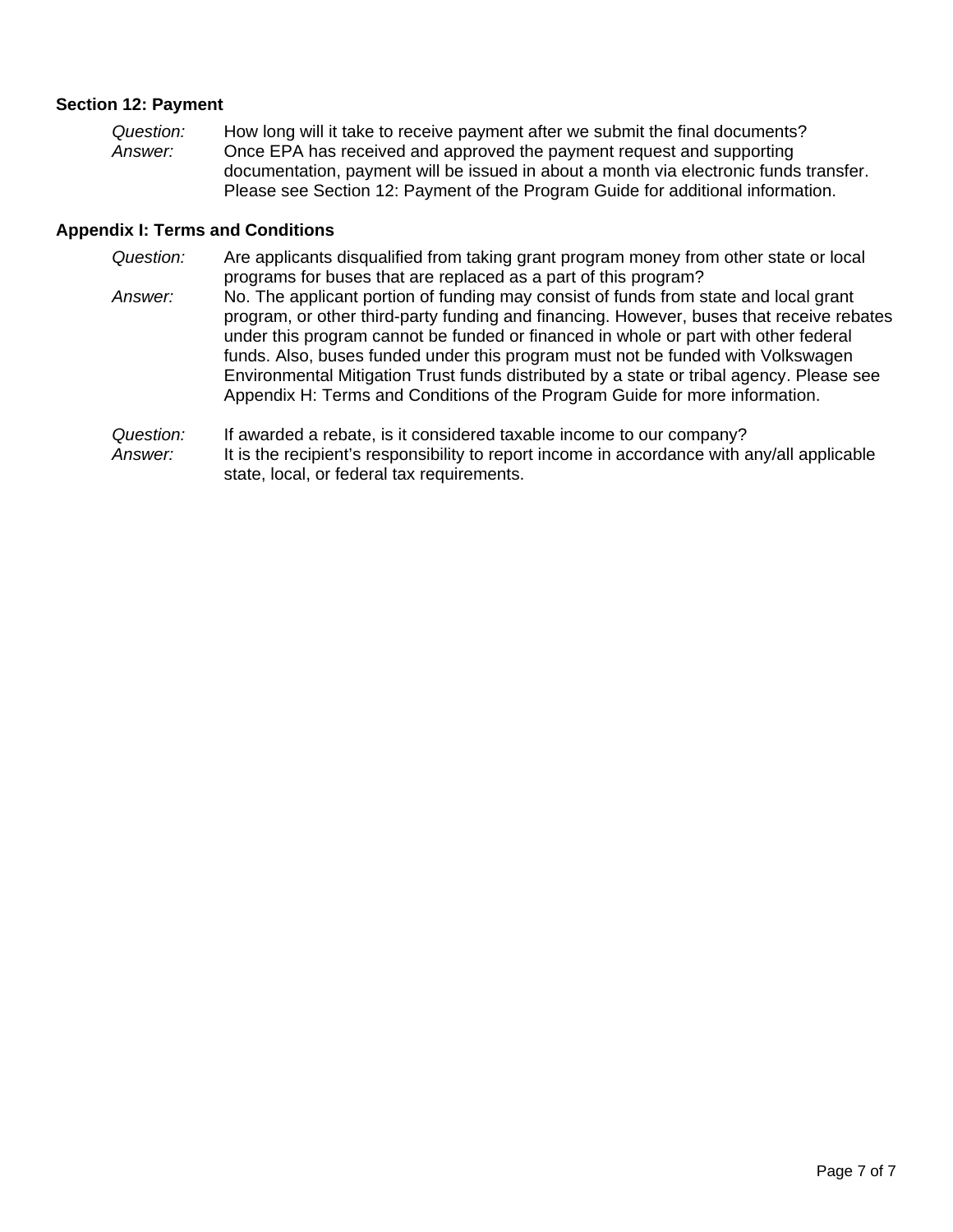### Section 12: Payment

*Question:* How long will it take to receive payment after we submit the final documents?

*Answer:* Once EPA has received and approved the payment request and supporting documentation, payment will be issued in about a month via electronic funds transfer. Please see Section 12: Payment of the Program Guide for additional information.

### Appendix I: Terms and Conditions

*Question:* Are applicants disqualified from taking grant program money from other state or local programs for buses that are replaced as a part of this program?

*Answer:* No. The applicant portion of funding may consist of funds from state and local grant program, or other third-party funding and financing. However, buses that receive rebates under this program cannot be funded or financed in whole or part with other federal funds. Also, buses funded under this program must not be funded with Volkswagen Environmental Mitigation Trust funds distributed by a state or tribal agency. Please see Appendix H: Terms and Conditions of the Program Guide for more information.

*Question:* If awarded a rebate, is it considered taxable income to our company?

*Answer:* It is the recipient's responsibility to report income in accordance with any/all applicable state, local, or federal tax requirements.